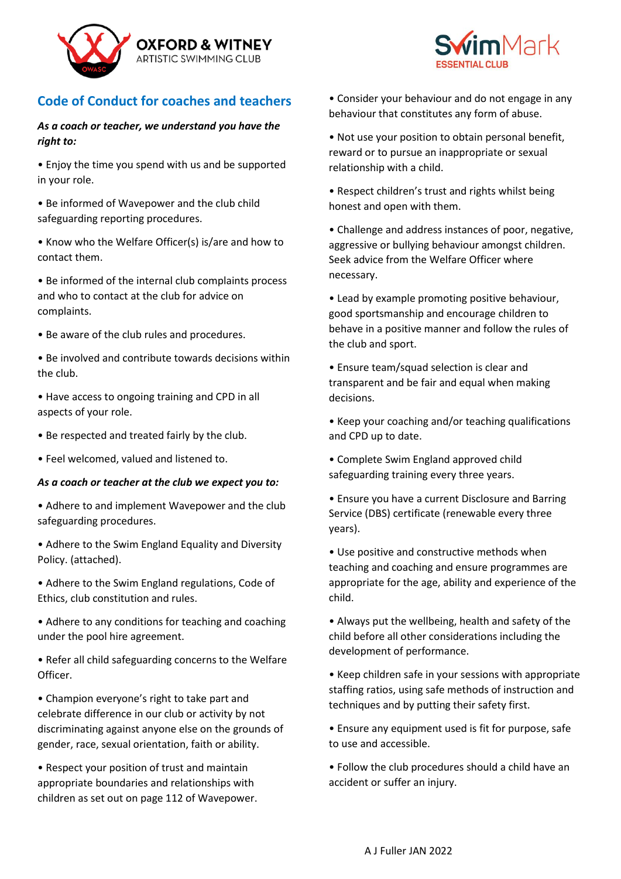OXFORD & WITNEY
ARTISTIC SWIMMING CLUB

SwimMark
ESSENTIAL CLUB

## Code of Conduct for coaches and teachers

***As a coach or teacher, we understand you have the right to:***

- Enjoy the time you spend with us and be supported in your role.
- Be informed of Wavepower and the club child safeguarding reporting procedures.
- Know who the Welfare Officer(s) is/are and how to contact them.
- Be informed of the internal club complaints process and who to contact at the club for advice on complaints.
- Be aware of the club rules and procedures.
- Be involved and contribute towards decisions within the club.
- Have access to ongoing training and CPD in all aspects of your role.
- Be respected and treated fairly by the club.
- Feel welcomed, valued and listened to.

***As a coach or teacher at the club we expect you to:***

- Adhere to and implement Wavepower and the club safeguarding procedures.
- Adhere to the Swim England Equality and Diversity Policy. (attached).
- Adhere to the Swim England regulations, Code of Ethics, club constitution and rules.
- Adhere to any conditions for teaching and coaching under the pool hire agreement.
- Refer all child safeguarding concerns to the Welfare Officer.
- Champion everyone's right to take part and celebrate difference in our club or activity by not discriminating against anyone else on the grounds of gender, race, sexual orientation, faith or ability.
- Respect your position of trust and maintain appropriate boundaries and relationships with children as set out on page 112 of Wavepower.
- Consider your behaviour and do not engage in any behaviour that constitutes any form of abuse.
- Not use your position to obtain personal benefit, reward or to pursue an inappropriate or sexual relationship with a child.
- Respect children's trust and rights whilst being honest and open with them.
- Challenge and address instances of poor, negative, aggressive or bullying behaviour amongst children. Seek advice from the Welfare Officer where necessary.
- Lead by example promoting positive behaviour, good sportsmanship and encourage children to behave in a positive manner and follow the rules of the club and sport.
- Ensure team/squad selection is clear and transparent and be fair and equal when making decisions.
- Keep your coaching and/or teaching qualifications and CPD up to date.
- Complete Swim England approved child safeguarding training every three years.
- Ensure you have a current Disclosure and Barring Service (DBS) certificate (renewable every three years).
- Use positive and constructive methods when teaching and coaching and ensure programmes are appropriate for the age, ability and experience of the child.
- Always put the wellbeing, health and safety of the child before all other considerations including the development of performance.
- Keep children safe in your sessions with appropriate staffing ratios, using safe methods of instruction and techniques and by putting their safety first.
- Ensure any equipment used is fit for purpose, safe to use and accessible.
- Follow the club procedures should a child have an accident or suffer an injury.

A J Fuller JAN 2022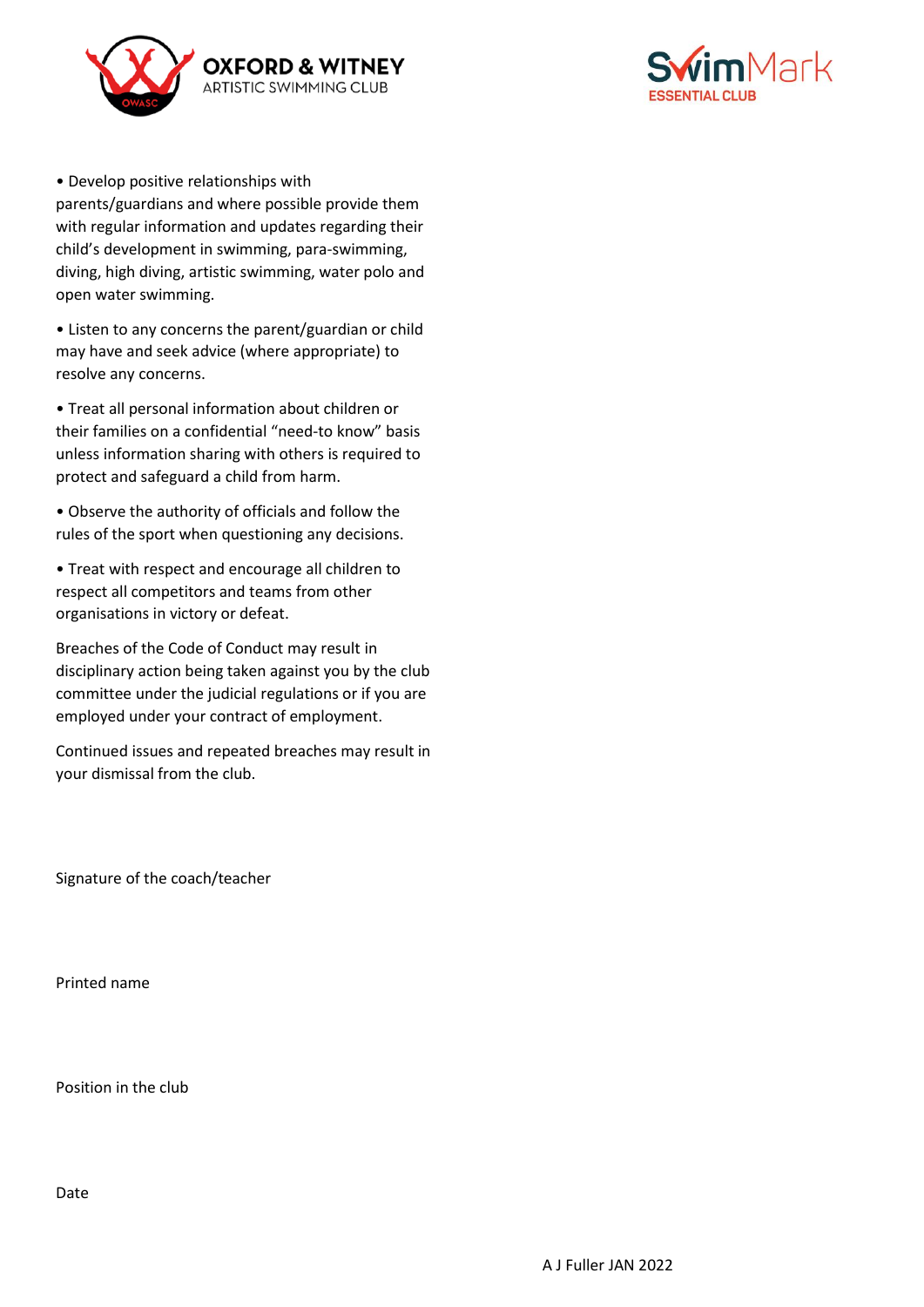- Develop positive relationships with parents/guardians and where possible provide them with regular information and updates regarding their child's development in swimming, para-swimming, diving, high diving, artistic swimming, water polo and open water swimming.
- Listen to any concerns the parent/guardian or child may have and seek advice (where appropriate) to resolve any concerns.
- Treat all personal information about children or their families on a confidential "need-to know" basis unless information sharing with others is required to protect and safeguard a child from harm.
- Observe the authority of officials and follow the rules of the sport when questioning any decisions.
- Treat with respect and encourage all children to respect all competitors and teams from other organisations in victory or defeat.

Breaches of the Code of Conduct may result in disciplinary action being taken against you by the club committee under the judicial regulations or if you are employed under your contract of employment.

Continued issues and repeated breaches may result in your dismissal from the club.

Signature of the coach/teacher

Printed name

Position in the club

Date

A J Fuller JAN 2022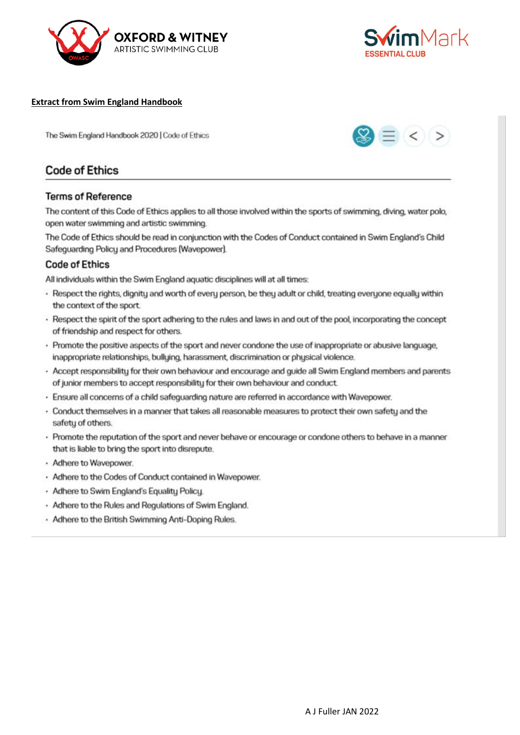OXFORD & WITNEY
ARTISTIC SWIMMING CLUB

SwimMark
ESSENTIAL CLUB

**Extract from Swim England Handbook**

The Swim England Handbook 2020 | Code of Ethics

## Code of Ethics

### Terms of Reference

The content of this Code of Ethics applies to all those involved within the sports of swimming, diving, water polo, open water swimming and artistic swimming.

The Code of Ethics should be read in conjunction with the Codes of Conduct contained in Swim England's Child Safeguarding Policy and Procedures (Wavepower).

### Code of Ethics

All individuals within the Swim England aquatic disciplines will at all times:

- Respect the rights, dignity and worth of every person, be they adult or child, treating everyone equally within the context of the sport.
- Respect the spirit of the sport adhering to the rules and laws in and out of the pool, incorporating the concept of friendship and respect for others.
- Promote the positive aspects of the sport and never condone the use of inappropriate or abusive language, inappropriate relationships, bullying, harassment, discrimination or physical violence.
- Accept responsibility for their own behaviour and encourage and guide all Swim England members and parents of junior members to accept responsibility for their own behaviour and conduct.
- Ensure all concerns of a child safeguarding nature are referred in accordance with Wavepower.
- Conduct themselves in a manner that takes all reasonable measures to protect their own safety and the safety of others.
- Promote the reputation of the sport and never behave or encourage or condone others to behave in a manner that is liable to bring the sport into disrepute.
- Adhere to Wavepower.
- Adhere to the Codes of Conduct contained in Wavepower.
- Adhere to Swim England's Equality Policy.
- Adhere to the Rules and Regulations of Swim England.
- Adhere to the British Swimming Anti-Doping Rules.

A J Fuller JAN 2022